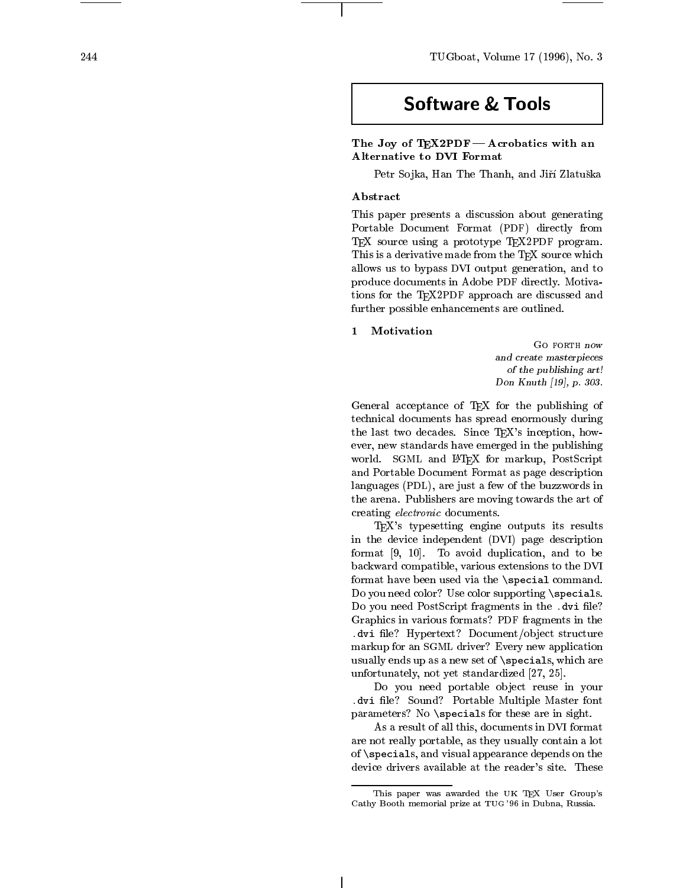# Software & Tools

## The Joy of TEX2PDF — Acrobatics with an Alternative to DVI Format

Petr Sojka, Han The Thanh, and Jiří Zlatuška

### Abstract

This paper presents a discussion about generating Portable Document Format (PDF) directly from TEX source using a prototype TEX2PDF program. This is a derivative made from the TEX source which allows us to bypass DVI output generation, and to produce documents in Adobe PDF directly. Motivations for the TEX2PDF approach are discussed and further possible enhancements are outlined.

### 1 Motivation

> Go forth *now and create masterpieces of the publishing art!*
> *Don Knuth [19], p. 303.*

General acceptance of TEX for the publishing of technical documents has spread enormously during the last two decades. Since TEX's inception, however, new standards have emerged in the publishing world. SGML and LATEX for markup, PostScript and Portable Document Format as page description languages (PDL), are just a few of the buzzwords in the arena. Publishers are moving towards the art of creating *electronic* documents.

TEX's typesetting engine outputs its results in the device independent (DVI) page description format [9, 10]. To avoid duplication, and to be backward compatible, various extensions to the DVI format have been used via the `\special` command. Do you need color? Use color supporting `\special`s. Do you need PostScript fragments in the `.dvi` file? Graphics in various formats? PDF fragments in the `.dvi` file? Hypertext? Document/object structure markup for an SGML driver? Every new application usually ends up as a new set of `\special`s, which are unfortunately, not yet standardized [27, 25].

Do you need portable object reuse in your `.dvi` file? Sound? Portable Multiple Master font parameters? No `\special`s for these are in sight.

As a result of all this, documents in DVI format are not really portable, as they usually contain a lot of `\special`s, and visual appearance depends on the device drivers available at the reader's site. These

---

This paper was awarded the UK TEX User Group's Cathy Booth memorial prize at TUG '96 in Dubna, Russia.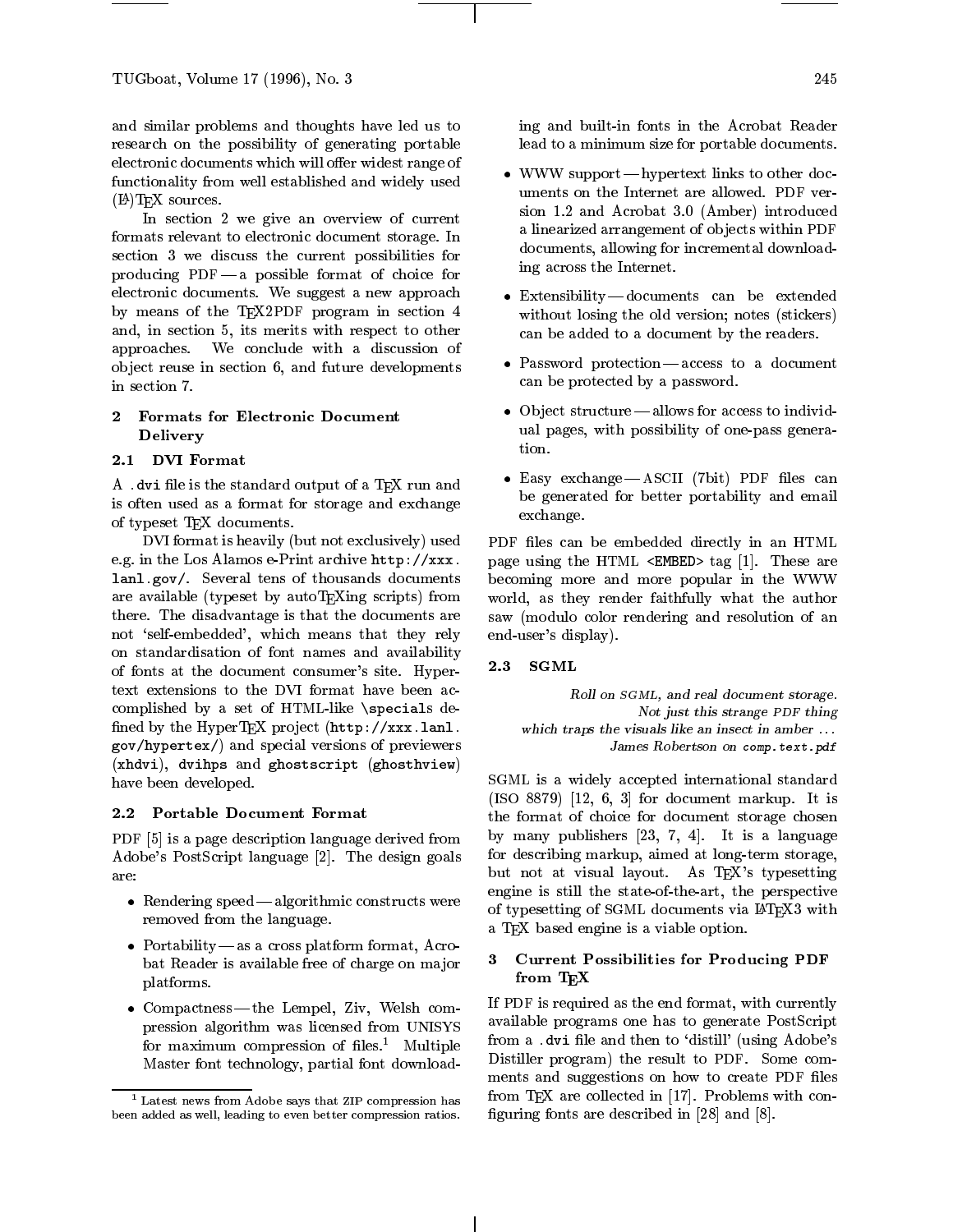and similar problems and thoughts have led us to research on the possibility of generating portable electronic documents which will offer widest range of functionality from well established and widely used (LA)TEX sources.

In section 2 we give an overview of current formats relevant to electronic document storage. In section 3 we discuss the current possibilities for producing PDF — a possible format of choice for electronic documents. We suggest a new approach by means of the TEX2PDF program in section 4 and, in section 5, its merits with respect to other approaches. We conclude with a discussion of object reuse in section 6, and future developments in section 7.

## 2 Formats for Electronic Document Delivery

### 2.1 DVI Format

A `.dvi` file is the standard output of a TEX run and is often used as a format for storage and exchange of typeset TEX documents.

DVI format is heavily (but not exclusively) used e.g. in the Los Alamos e-Print archive `http://xxx.lanl.gov/`. Several tens of thousands documents are available (typeset by autoTEXing scripts) from there. The disadvantage is that the documents are not 'self-embedded', which means that they rely on standardisation of font names and availability of fonts at the document consumer's site. Hypertext extensions to the DVI format have been accomplished by a set of HTML-like `\specials` defined by the HyperTEX project (`http://xxx.lanl.gov/hypertex/`) and special versions of previewers (`xhdvi`), `dvihps` and `ghostscript` (`ghosthview`) have been developed.

### 2.2 Portable Document Format

PDF [5] is a page description language derived from Adobe's PostScript language [2]. The design goals are:

- Rendering speed — algorithmic constructs were removed from the language.
- Portability — as a cross platform format, Acrobat Reader is available free of charge on major platforms.
- Compactness — the Lempel, Ziv, Welsh compression algorithm was licensed from UNISYS for maximum compression of files.[1] Multiple Master font technology, partial font downloading and built-in fonts in the Acrobat Reader lead to a minimum size for portable documents.
- WWW support — hypertext links to other documents on the Internet are allowed. PDF version 1.2 and Acrobat 3.0 (Amber) introduced a linearized arrangement of objects within PDF documents, allowing for incremental downloading across the Internet.
- Extensibility — documents can be extended without losing the old version; notes (stickers) can be added to a document by the readers.
- Password protection — access to a document can be protected by a password.
- Object structure — allows for access to individual pages, with possibility of one-pass generation.
- Easy exchange — ASCII (7bit) PDF files can be generated for better portability and email exchange.

PDF files can be embedded directly in an HTML page using the HTML `<EMBED>` tag [1]. These are becoming more and more popular in the WWW world, as they render faithfully what the author saw (modulo color rendering and resolution of an end-user's display).

### 2.3 SGML

> *Roll on SGML, and real document storage.*
> *Not just this strange PDF thing*
> *which traps the visuals like an insect in amber ...*
> *James Robertson on `comp.text.pdf`*

SGML is a widely accepted international standard (ISO 8879) [12, 6, 3] for document markup. It is the format of choice for document storage chosen by many publishers [23, 7, 4]. It is a language for describing markup, aimed at long-term storage, but not at visual layout. As TEX's typesetting engine is still the state-of-the-art, the perspective of typesetting of SGML documents via LATEX3 with a TEX based engine is a viable option.

## 3 Current Possibilities for Producing PDF from TEX

If PDF is required as the end format, with currently available programs one has to generate PostScript from a `.dvi` file and then to 'distill' (using Adobe's Distiller program) the result to PDF. Some comments and suggestions on how to create PDF files from TEX are collected in [17]. Problems with configuring fonts are described in [28] and [8].

---

[1] Latest news from Adobe says that ZIP compression has been added as well, leading to even better compression ratios.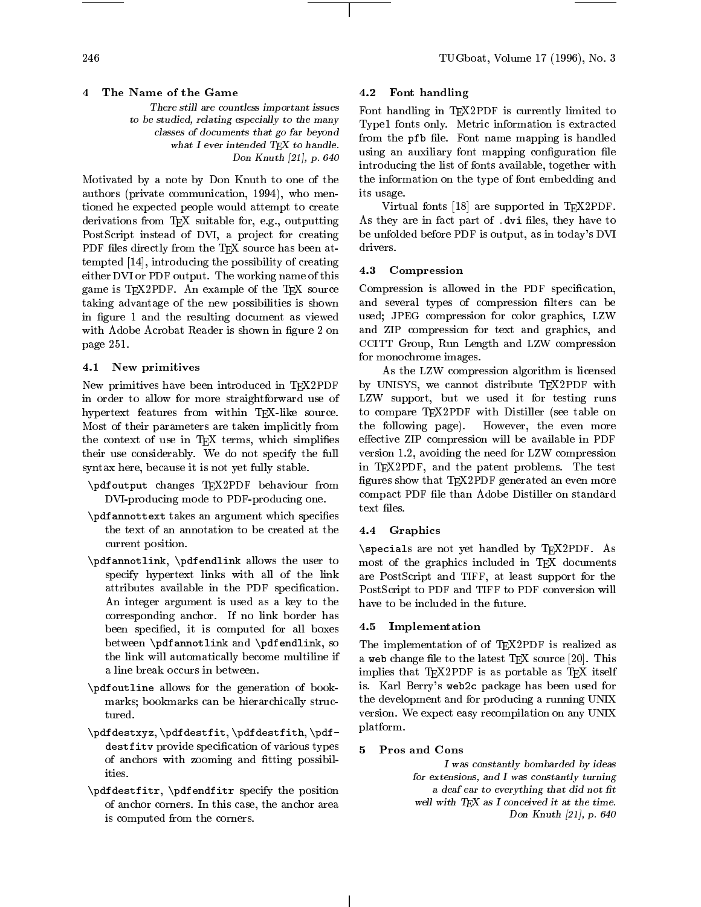## 4 The Name of the Game

> *There still are countless important issues to be studied, relating especially to the many classes of documents that go far beyond what I ever intended TEX to handle.*
> *Don Knuth [21], p. 640*

Motivated by a note by Don Knuth to one of the authors (private communication, 1994), who mentioned he expected people would attempt to create derivations from TEX suitable for, e.g., outputting PostScript instead of DVI, a project for creating PDF files directly from the TEX source has been attempted [14], introducing the possibility of creating either DVI or PDF output. The working name of this game is TEX2PDF. An example of the TEX source taking advantage of the new possibilities is shown in figure 1 and the resulting document as viewed with Adobe Acrobat Reader is shown in figure 2 on page 251.

### 4.1 New primitives

New primitives have been introduced in TEX2PDF in order to allow for more straightforward use of hypertext features from within TEX-like source. Most of their parameters are taken implicitly from the context of use in TEX terms, which simplifies their use considerably. We do not specify the full syntax here, because it is not yet fully stable.

`\pdfoutput` changes TEX2PDF behaviour from DVI-producing mode to PDF-producing one.

`\pdfannottext` takes an argument which specifies the text of an annotation to be created at the current position.

`\pdfannotlink`, `\pdfendlink` allows the user to specify hypertext links with all of the link attributes available in the PDF specification. An integer argument is used as a key to the corresponding anchor. If no link border has been specified, it is computed for all boxes between `\pdfannotlink` and `\pdfendlink`, so the link will automatically become multiline if a line break occurs in between.

`\pdfoutline` allows for the generation of bookmarks; bookmarks can be hierarchically structured.

`\pdfdestxyz`, `\pdfdestfit`, `\pdfdestfith`, `\pdfdestfitv` provide specification of various types of anchors with zooming and fitting possibilities.

`\pdfdestfitr`, `\pdfendfitr` specify the position of anchor corners. In this case, the anchor area is computed from the corners.

### 4.2 Font handling

Font handling in TEX2PDF is currently limited to Type1 fonts only. Metric information is extracted from the `pfb` file. Font name mapping is handled using an auxiliary font mapping configuration file introducing the list of fonts available, together with the information on the type of font embedding and its usage.

Virtual fonts [18] are supported in TEX2PDF. As they are in fact part of `.dvi` files, they have to be unfolded before PDF is output, as in today's DVI drivers.

### 4.3 Compression

Compression is allowed in the PDF specification, and several types of compression filters can be used; JPEG compression for color graphics, LZW and ZIP compression for text and graphics, and CCITT Group, Run Length and LZW compression for monochrome images.

As the LZW compression algorithm is licensed by UNISYS, we cannot distribute TEX2PDF with LZW support, but we used it for testing runs to compare TEX2PDF with Distiller (see table on the following page). However, the even more effective ZIP compression will be available in PDF version 1.2, avoiding the need for LZW compression in TEX2PDF, and the patent problems. The test figures show that TEX2PDF generated an even more compact PDF file than Adobe Distiller on standard text files.

### 4.4 Graphics

`\special`s are not yet handled by TEX2PDF. As most of the graphics included in TEX documents are PostScript and TIFF, at least support for the PostScript to PDF and TIFF to PDF conversion will have to be included in the future.

### 4.5 Implementation

The implementation of of TEX2PDF is realized as a `web` change file to the latest TEX source [20]. This implies that TEX2PDF is as portable as TEX itself is. Karl Berry's `web2c` package has been used for the development and for producing a running UNIX version. We expect easy recompilation on any UNIX platform.

## 5 Pros and Cons

> *I was constantly bombarded by ideas for extensions, and I was constantly turning a deaf ear to everything that did not fit well with TEX as I conceived it at the time.*
> *Don Knuth [21], p. 640*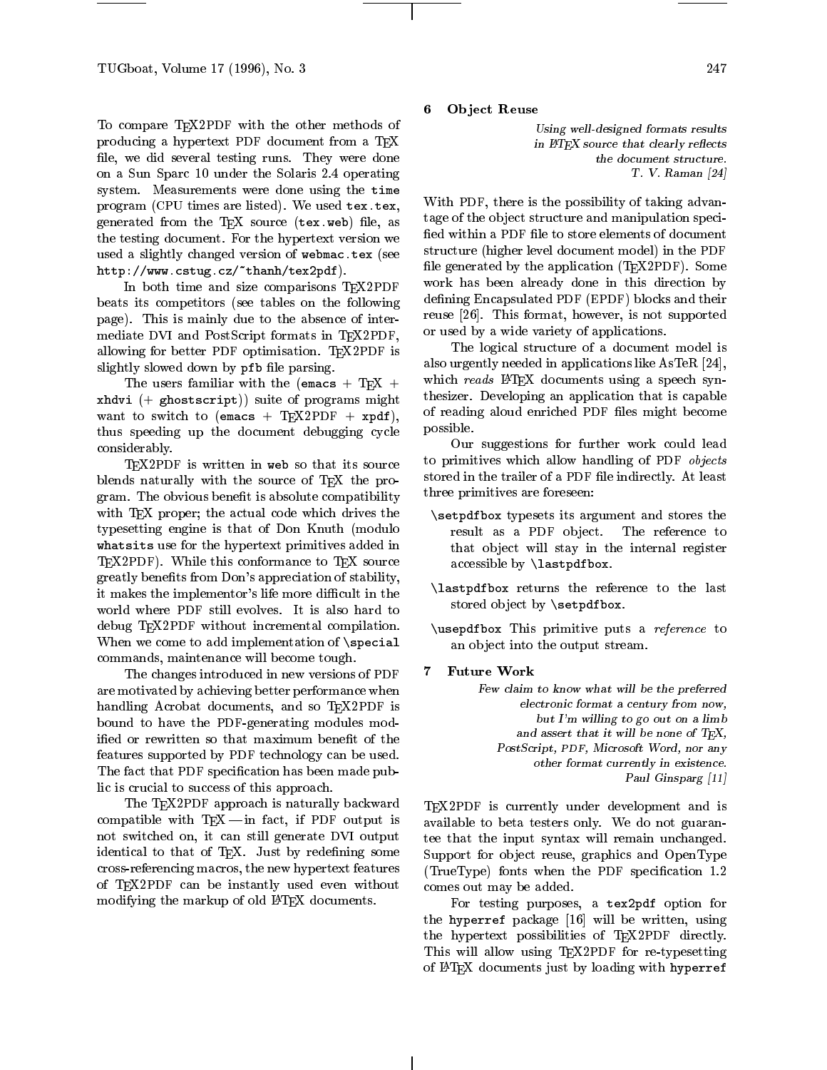To compare TEX2PDF with the other methods of producing a hypertext PDF document from a TEX file, we did several testing runs. They were done on a Sun Sparc 10 under the Solaris 2.4 operating system. Measurements were done using the `time` program (CPU times are listed). We used `tex.tex`, generated from the TEX source (`tex.web`) file, as the testing document. For the hypertext version we used a slightly changed version of `webmac.tex` (see `http://www.cstug.cz/~thanh/tex2pdf`).

In both time and size comparisons TEX2PDF beats its competitors (see tables on the following page). This is mainly due to the absence of intermediate DVI and PostScript formats in TEX2PDF, allowing for better PDF optimisation. TEX2PDF is slightly slowed down by `pfb` file parsing.

The users familiar with the (`emacs` + TEX + `xhdvi` (+ `ghostscript`)) suite of programs might want to switch to (`emacs` + TEX2PDF + `xpdf`), thus speeding up the document debugging cycle considerably.

TEX2PDF is written in `web` so that its source blends naturally with the source of TEX the program. The obvious benefit is absolute compatibility with TEX proper; the actual code which drives the typesetting engine is that of Don Knuth (modulo `whatsits` use for the hypertext primitives added in TEX2PDF). While this conformance to TEX source greatly benefits from Don's appreciation of stability, it makes the implementor's life more difficult in the world where PDF still evolves. It is also hard to debug TEX2PDF without incremental compilation. When we come to add implementation of `\special` commands, maintenance will become tough.

The changes introduced in new versions of PDF are motivated by achieving better performance when handling Acrobat documents, and so TEX2PDF is bound to have the PDF-generating modules modified or rewritten so that maximum benefit of the features supported by PDF technology can be used. The fact that PDF specification has been made public is crucial to success of this approach.

The TEX2PDF approach is naturally backward compatible with TEX — in fact, if PDF output is not switched on, it can still generate DVI output identical to that of TEX. Just by redefining some cross-referencing macros, the new hypertext features of TEX2PDF can be instantly used even without modifying the markup of old LATEX documents.

## 6 Object Reuse

*Using well-designed formats results in LATEX source that clearly reflects the document structure.*
*T. V. Raman [24]*

With PDF, there is the possibility of taking advantage of the object structure and manipulation specified within a PDF file to store elements of document structure (higher level document model) in the PDF file generated by the application (TEX2PDF). Some work has been already done in this direction by defining Encapsulated PDF (EPDF) blocks and their reuse [26]. This format, however, is not supported or used by a wide variety of applications.

The logical structure of a document model is also urgently needed in applications like AsTeR [24], which *reads* LATEX documents using a speech synthesizer. Developing an application that is capable of reading aloud enriched PDF files might become possible.

Our suggestions for further work could lead to primitives which allow handling of PDF *objects* stored in the trailer of a PDF file indirectly. At least three primitives are foreseen:

- `\setpdfbox` typesets its argument and stores the result as a PDF object. The reference to that object will stay in the internal register accessible by `\lastpdfbox`.
- `\lastpdfbox` returns the reference to the last stored object by `\setpdfbox`.
- `\usepdfbox` This primitive puts a *reference* to an object into the output stream.

## 7 Future Work

*Few claim to know what will be the preferred electronic format a century from now, but I'm willing to go out on a limb and assert that it will be none of TEX, PostScript, PDF, Microsoft Word, nor any other format currently in existence.*
*Paul Ginsparg [11]*

TEX2PDF is currently under development and is available to beta testers only. We do not guarantee that the input syntax will remain unchanged. Support for object reuse, graphics and OpenType (TrueType) fonts when the PDF specification 1.2 comes out may be added.

For testing purposes, a `tex2pdf` option for the `hyperref` package [16] will be written, using the hypertext possibilities of TEX2PDF directly. This will allow using TEX2PDF for re-typesetting of LATEX documents just by loading with `hyperref`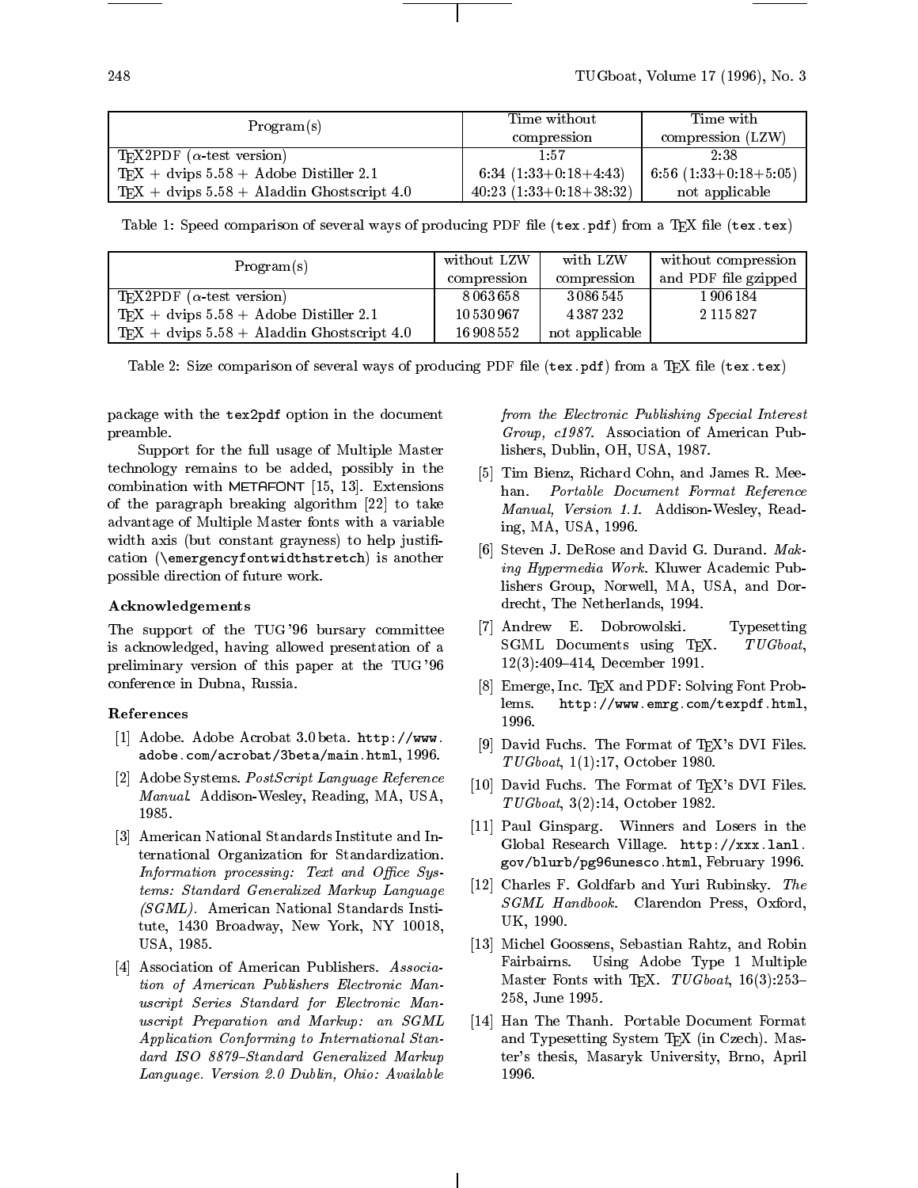| Program(s) | Time without compression | Time with compression (LZW) |
|---|---|---|
| TEX2PDF ($\alpha$-test version) | 1:57 | 2:38 |
| TEX + dvips 5.58 + Adobe Distiller 2.1 | 6:34 (1:33+0:18+4:43) | 6:56 (1:33+0:18+5:05) |
| TEX + dvips 5.58 + Aladdin Ghostscript 4.0 | 40:23 (1:33+0:18+38:32) | not applicable |

Table 1: Speed comparison of several ways of producing PDF file (`tex.pdf`) from a TEX file (`tex.tex`)

| Program(s) | without LZW compression | with LZW compression | without compression and PDF file gzipped |
|---|---|---|---|
| TEX2PDF ($\alpha$-test version) | 8 063 658 | 3 086 545 | 1 906 184 |
| TEX + dvips 5.58 + Adobe Distiller 2.1 | 10 530 967 | 4 387 232 | 2 115 827 |
| TEX + dvips 5.58 + Aladdin Ghostscript 4.0 | 16 908 552 | not applicable | |

Table 2: Size comparison of several ways of producing PDF file (`tex.pdf`) from a TEX file (`tex.tex`)

package with the `tex2pdf` option in the document preamble.

Support for the full usage of Multiple Master technology remains to be added, possibly in the combination with METAFONT [15, 13]. Extensions of the paragraph breaking algorithm [22] to take advantage of Multiple Master fonts with a variable width axis (but constant grayness) to help justification (`\emergencyfontwidthstretch`) is another possible direction of future work.

### Acknowledgements

The support of the TUG'96 bursary committee is acknowledged, having allowed presentation of a preliminary version of this paper at the TUG'96 conference in Dubna, Russia.

### References

[1] Adobe. Adobe Acrobat 3.0 beta. `http://www.adobe.com/acrobat/3beta/main.html`, 1996.

[2] Adobe Systems. *PostScript Language Reference Manual.* Addison-Wesley, Reading, MA, USA, 1985.

[3] American National Standards Institute and International Organization for Standardization. *Information processing: Text and Office Systems: Standard Generalized Markup Language (SGML).* American National Standards Institute, 1430 Broadway, New York, NY 10018, USA, 1985.

[4] Association of American Publishers. *Association of American Publishers Electronic Manuscript Series Standard for Electronic Manuscript Preparation and Markup: an SGML Application Conforming to International Standard ISO 8879–Standard Generalized Markup Language. Version 2.0 Dublin, Ohio: Available from the Electronic Publishing Special Interest Group, c1987.* Association of American Publishers, Dublin, OH, USA, 1987.

[5] Tim Bienz, Richard Cohn, and James R. Meehan. *Portable Document Format Reference Manual, Version 1.1.* Addison-Wesley, Reading, MA, USA, 1996.

[6] Steven J. DeRose and David G. Durand. *Making Hypermedia Work.* Kluwer Academic Publishers Group, Norwell, MA, USA, and Dordrecht, The Netherlands, 1994.

[7] Andrew E. Dobrowolski. Typesetting SGML Documents using TEX. *TUGboat*, 12(3):409–414, December 1991.

[8] Emerge, Inc. TEX and PDF: Solving Font Problems. `http://www.emrg.com/texpdf.html`, 1996.

[9] David Fuchs. The Format of TEX's DVI Files. *TUGboat*, 1(1):17, October 1980.

[10] David Fuchs. The Format of TEX's DVI Files. *TUGboat*, 3(2):14, October 1982.

[11] Paul Ginsparg. Winners and Losers in the Global Research Village. `http://xxx.lanl.gov/blurb/pg96unesco.html`, February 1996.

[12] Charles F. Goldfarb and Yuri Rubinsky. *The SGML Handbook.* Clarendon Press, Oxford, UK, 1990.

[13] Michel Goossens, Sebastian Rahtz, and Robin Fairbairns. Using Adobe Type 1 Multiple Master Fonts with TEX. *TUGboat*, 16(3):253–258, June 1995.

[14] Han The Thanh. Portable Document Format and Typesetting System TEX (in Czech). Master's thesis, Masaryk University, Brno, April 1996.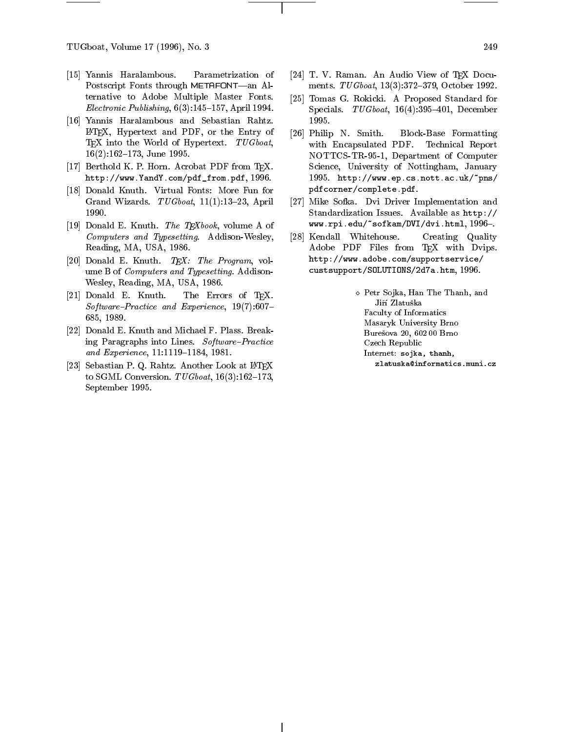[15] Yannis Haralambous. Parametrization of Postscript Fonts through METAFONT—an Alternative to Adobe Multiple Master Fonts. *Electronic Publishing*, 6(3):145–157, April 1994.

[16] Yannis Haralambous and Sebastian Rahtz. LaTeX, Hypertext and PDF, or the Entry of TeX into the World of Hypertext. *TUGboat*, 16(2):162–173, June 1995.

[17] Berthold K. P. Horn. Acrobat PDF from TeX. `http://www.YandY.com/pdf_from.pdf`, 1996.

[18] Donald Knuth. Virtual Fonts: More Fun for Grand Wizards. *TUGboat*, 11(1):13–23, April 1990.

[19] Donald E. Knuth. *The TeXbook*, volume A of *Computers and Typesetting*. Addison-Wesley, Reading, MA, USA, 1986.

[20] Donald E. Knuth. *TeX: The Program*, volume B of *Computers and Typesetting*. Addison-Wesley, Reading, MA, USA, 1986.

[21] Donald E. Knuth. The Errors of TeX. *Software–Practice and Experience*, 19(7):607–685, 1989.

[22] Donald E. Knuth and Michael F. Plass. Breaking Paragraphs into Lines. *Software–Practice and Experience*, 11:1119–1184, 1981.

[23] Sebastian P. Q. Rahtz. Another Look at LaTeX to SGML Conversion. *TUGboat*, 16(3):162–173, September 1995.

[24] T. V. Raman. An Audio View of TeX Documents. *TUGboat*, 13(3):372–379, October 1992.

[25] Tomas G. Rokicki. A Proposed Standard for Specials. *TUGboat*, 16(4):395–401, December 1995.

[26] Philip N. Smith. Block-Base Formatting with Encapsulated PDF. Technical Report NOTTCS-TR-95-1, Department of Computer Science, University of Nottingham, January 1995. `http://www.ep.cs.nott.ac.uk/~pns/pdfcorner/complete.pdf`.

[27] Mike Sofka. Dvi Driver Implementation and Standardization Issues. Available as `http://www.rpi.edu/~sofkam/DVI/dvi.html`, 1996–.

[28] Kendall Whitehouse. Creating Quality Adobe PDF Files from TeX with Dvips. `http://www.adobe.com/supportservice/custsupport/SOLUTIONS/2d7a.htm`, 1996.

◇ Petr Sojka, Han The Thanh, and Jiří Zlatuška
Faculty of Informatics
Masaryk University Brno
Burešova 20, 602 00 Brno
Czech Republic
Internet: **sojka, thanh, zlatuska@informatics.muni.cz**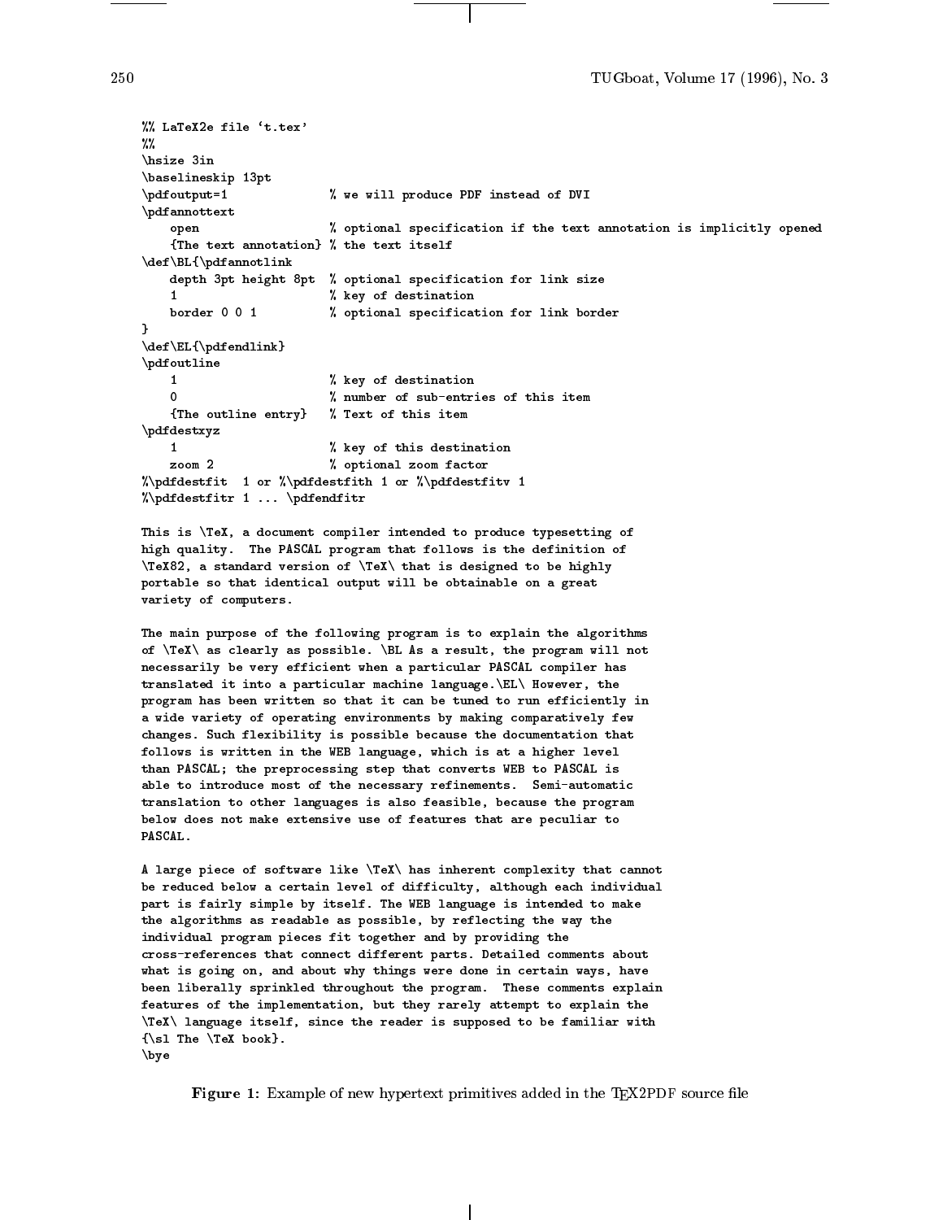```
%% LaTeX2e file `t.tex'
%%
\hsize 3in
\baselineskip 13pt
\pdfoutput=1              % we will produce PDF instead of DVI
\pdfannottext
    open                  % optional specification if the text annotation is implicitly opened
    {The text annotation} % the text itself
\def\BL{\pdfannotlink
    depth 3pt height 8pt  % optional specification for link size
    1                     % key of destination
    border 0 0 1          % optional specification for link border
}
\def\EL{\pdfendlink}
\pdfoutline
    1                     % key of destination
    0                     % number of sub-entries of this item
    {The outline entry}   % Text of this item
\pdfdestxyz
    1                     % key of this destination
    zoom 2                % optional zoom factor
%\pdfdestfit  1 or %\pdfdestfith 1 or %\pdfdestfitv 1
%\pdfdestfitr 1 ... \pdfendfitr

This is \TeX, a document compiler intended to produce typesetting of
high quality.  The PASCAL program that follows is the definition of
\TeX82, a standard version of \TeX\ that is designed to be highly
portable so that identical output will be obtainable on a great
variety of computers.

The main purpose of the following program is to explain the algorithms
of \TeX\ as clearly as possible. \BL As a result, the program will not
necessarily be very efficient when a particular PASCAL compiler has
translated it into a particular machine language.\EL\ However, the
program has been written so that it can be tuned to run efficiently in
a wide variety of operating environments by making comparatively few
changes. Such flexibility is possible because the documentation that
follows is written in the WEB language, which is at a higher level
than PASCAL; the preprocessing step that converts WEB to PASCAL is
able to introduce most of the necessary refinements.  Semi-automatic
translation to other languages is also feasible, because the program
below does not make extensive use of features that are peculiar to
PASCAL.

A large piece of software like \TeX\ has inherent complexity that cannot
be reduced below a certain level of difficulty, although each individual
part is fairly simple by itself. The WEB language is intended to make
the algorithms as readable as possible, by reflecting the way the
individual program pieces fit together and by providing the
cross-references that connect different parts. Detailed comments about
what is going on, and about why things were done in certain ways, have
been liberally sprinkled throughout the program.  These comments explain
features of the implementation, but they rarely attempt to explain the
\TeX\ language itself, since the reader is supposed to be familiar with
{\sl The \TeX book}.
\bye
```

**Figure 1:** Example of new hypertext primitives added in the TEX2PDF source file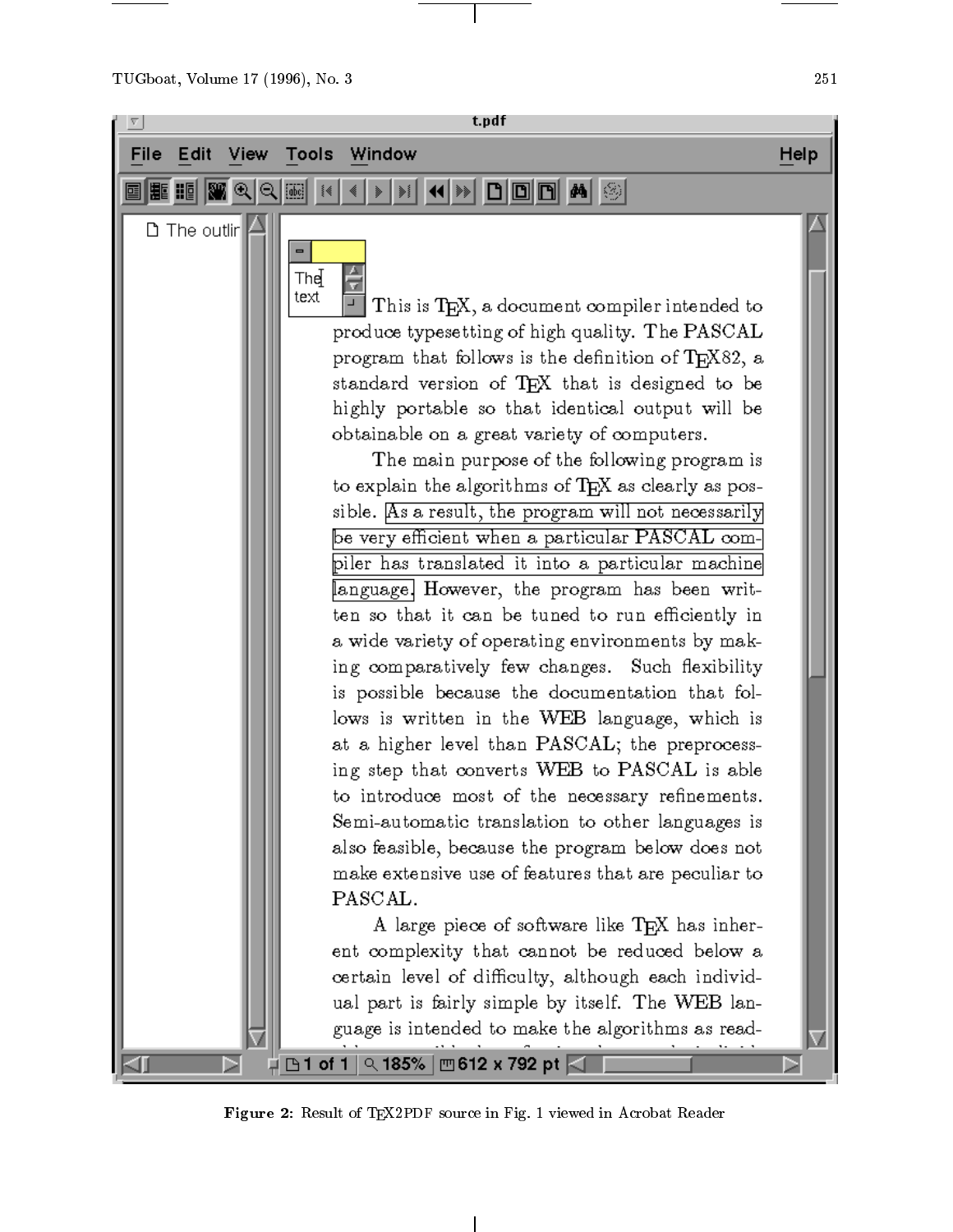**Figure 2:** Result of TEX2PDF source in Fig. 1 viewed in Acrobat Reader